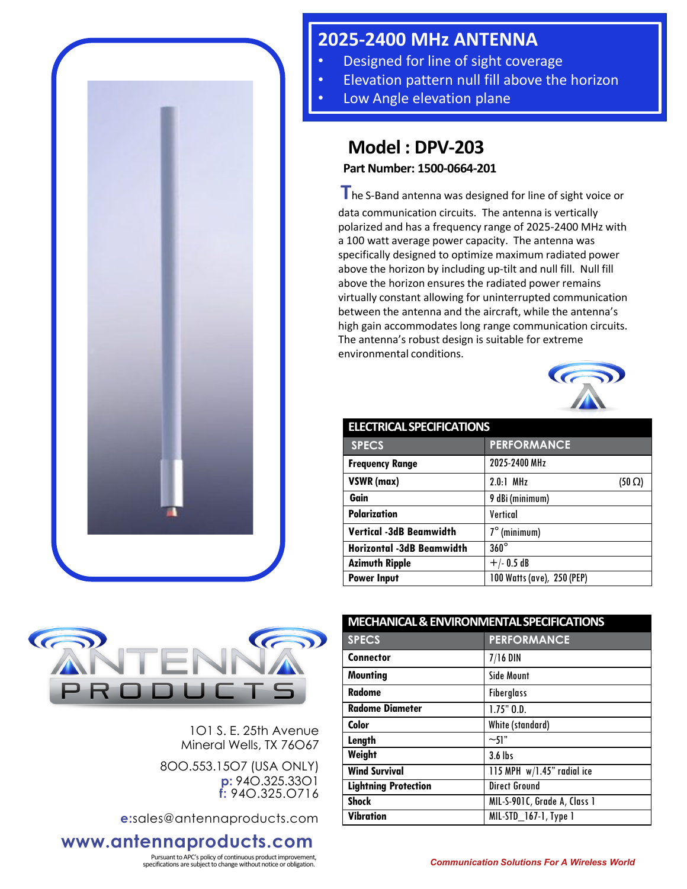# 2025-2400 MHz ANTENNA

- Designed for line of sight coverage
- Elevation pattern null fill above the horizon
- Low Angle elevation plane

## Model : DPV-203

**Part Number: 1500-0664-201**

The S-Band antenna was designed for line of sight voice or data communication circuits. The antenna is vertically polarized and has a frequency range of 2025-2400 MHz with a 100 watt average power capacity. The antenna was specifically designed to optimize maximum radiated power above the horizon by including up-tilt and null fill. Null fill above the horizon ensures the radiated power remains virtually constant allowing for uninterrupted communication between the antenna and the aircraft, while the antenna's high gain accommodates long range communication circuits. The antenna's robust design is suitable for extreme environmental conditions.

### ELECTRICAL SPECIFICATIONS

| SPECS | PERFORMANCE |
|---|---|
| **Frequency Range** | 2025-2400 MHz |
| **VSWR (max)** | 2.0:1 MHz (50 Ω) |
| **Gain** | 9 dBi (minimum) |
| **Polarization** | Vertical |
| **Vertical -3dB Beamwidth** | 7° (minimum) |
| **Horizontal -3dB Beamwidth** | 360° |
| **Azimuth Ripple** | +/- 0.5 dB |
| **Power Input** | 100 Watts (ave), 250 (PEP) |

### MECHANICAL & ENVIRONMENTAL SPECIFICATIONS

| SPECS | PERFORMANCE |
|---|---|
| **Connector** | 7/16 DIN |
| **Mounting** | Side Mount |
| **Radome** | Fiberglass |
| **Radome Diameter** | 1.75" O.D. |
| **Color** | White (standard) |
| **Length** | ~51" |
| **Weight** | 3.6 lbs |
| **Wind Survival** | 115 MPH w/1.45" radial ice |
| **Lightning Protection** | Direct Ground |
| **Shock** | MIL-S-901C, Grade A, Class 1 |
| **Vibration** | MIL-STD_167-1, Type 1 |

ANTENNA PRODUCTS

101 S. E. 25th Avenue
Mineral Wells, TX 76067

800.553.1507 (USA ONLY)
p: 940.325.3301
f: 940.325.0716

e:sales@antennaproducts.com

**www.antennaproducts.com**

Pursuant to APC's policy of continuous product improvement, specifications are subject to change without notice or obligation.

*Communication Solutions For A Wireless World*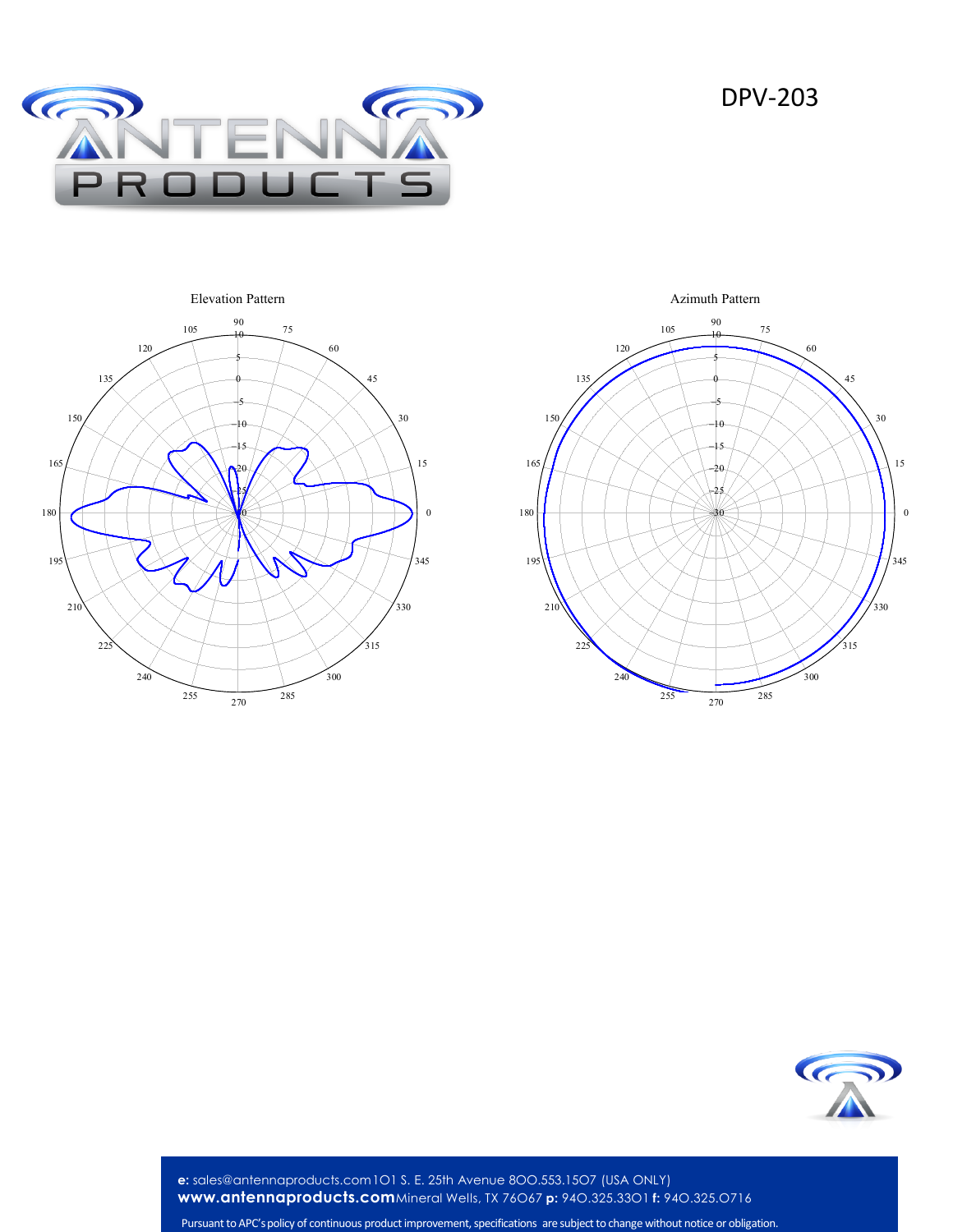DPV-203

Elevation Pattern

90
105
75
120
60
135
45
150
30
165
15
180
0
195
345
210
330
225
315
240
300
255
285
270

10
5
0
-5
-10
-15
-20
-25
-30

Azimuth Pattern

90
105
75
120
60
135
45
150
30
165
15
180
0
195
345
210
330
225
315
240
300
255
285
270

10
5
0
-5
-10
-15
-20
-25
-30

**e:** sales@antennaproducts.com 1O1 S. E. 25th Avenue 8OO.553.15O7 (USA ONLY)
**www.antennaproducts.com** Mineral Wells, TX 76O67 **p:** 94O.325.33O1 **f:** 94O.325.O716

Pursuant to APC's policy of continuous product improvement, specifications are subject to change without notice or obligation.